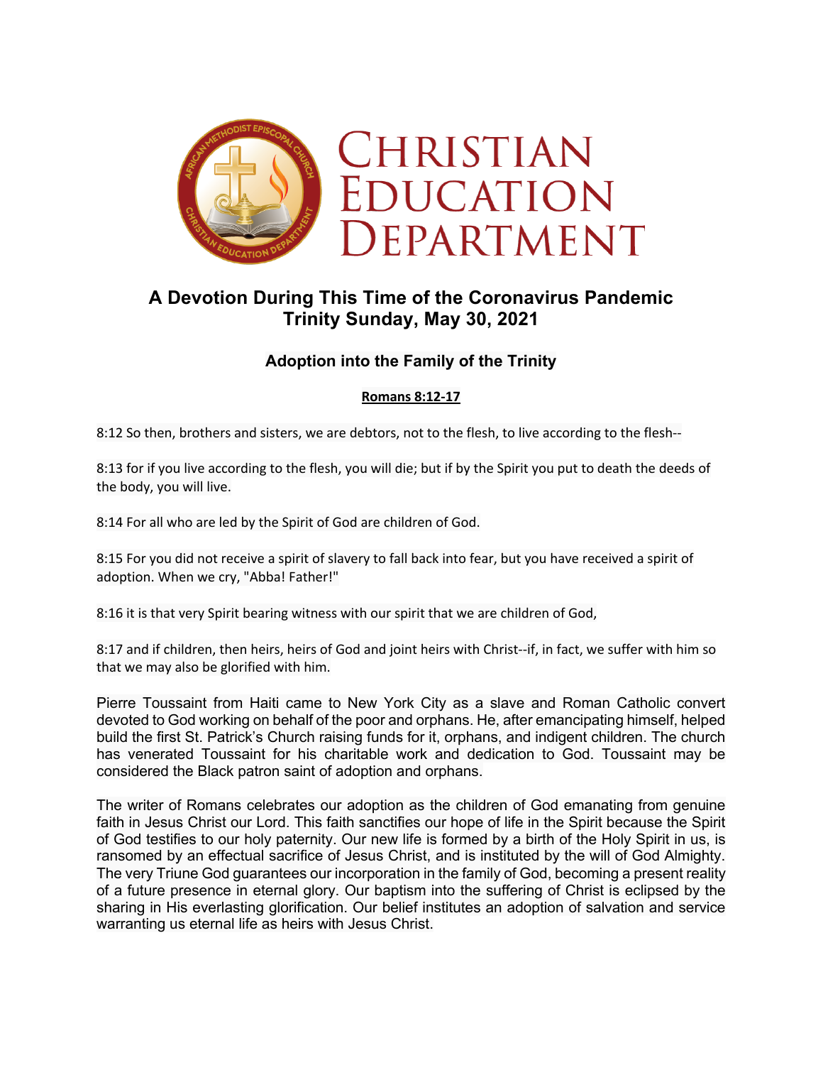# Christian Education Department

## A Devotion During This Time of the Coronavirus Pandemic
## Trinity Sunday, May 30, 2021

### Adoption into the Family of the Trinity

**Romans 8:12-17**

8:12 So then, brothers and sisters, we are debtors, not to the flesh, to live according to the flesh--

8:13 for if you live according to the flesh, you will die; but if by the Spirit you put to death the deeds of the body, you will live.

8:14 For all who are led by the Spirit of God are children of God.

8:15 For you did not receive a spirit of slavery to fall back into fear, but you have received a spirit of adoption. When we cry, "Abba! Father!"

8:16 it is that very Spirit bearing witness with our spirit that we are children of God,

8:17 and if children, then heirs, heirs of God and joint heirs with Christ--if, in fact, we suffer with him so that we may also be glorified with him.

Pierre Toussaint from Haiti came to New York City as a slave and Roman Catholic convert devoted to God working on behalf of the poor and orphans. He, after emancipating himself, helped build the first St. Patrick's Church raising funds for it, orphans, and indigent children. The church has venerated Toussaint for his charitable work and dedication to God. Toussaint may be considered the Black patron saint of adoption and orphans.

The writer of Romans celebrates our adoption as the children of God emanating from genuine faith in Jesus Christ our Lord. This faith sanctifies our hope of life in the Spirit because the Spirit of God testifies to our holy paternity. Our new life is formed by a birth of the Holy Spirit in us, is ransomed by an effectual sacrifice of Jesus Christ, and is instituted by the will of God Almighty. The very Triune God guarantees our incorporation in the family of God, becoming a present reality of a future presence in eternal glory. Our baptism into the suffering of Christ is eclipsed by the sharing in His everlasting glorification. Our belief institutes an adoption of salvation and service warranting us eternal life as heirs with Jesus Christ.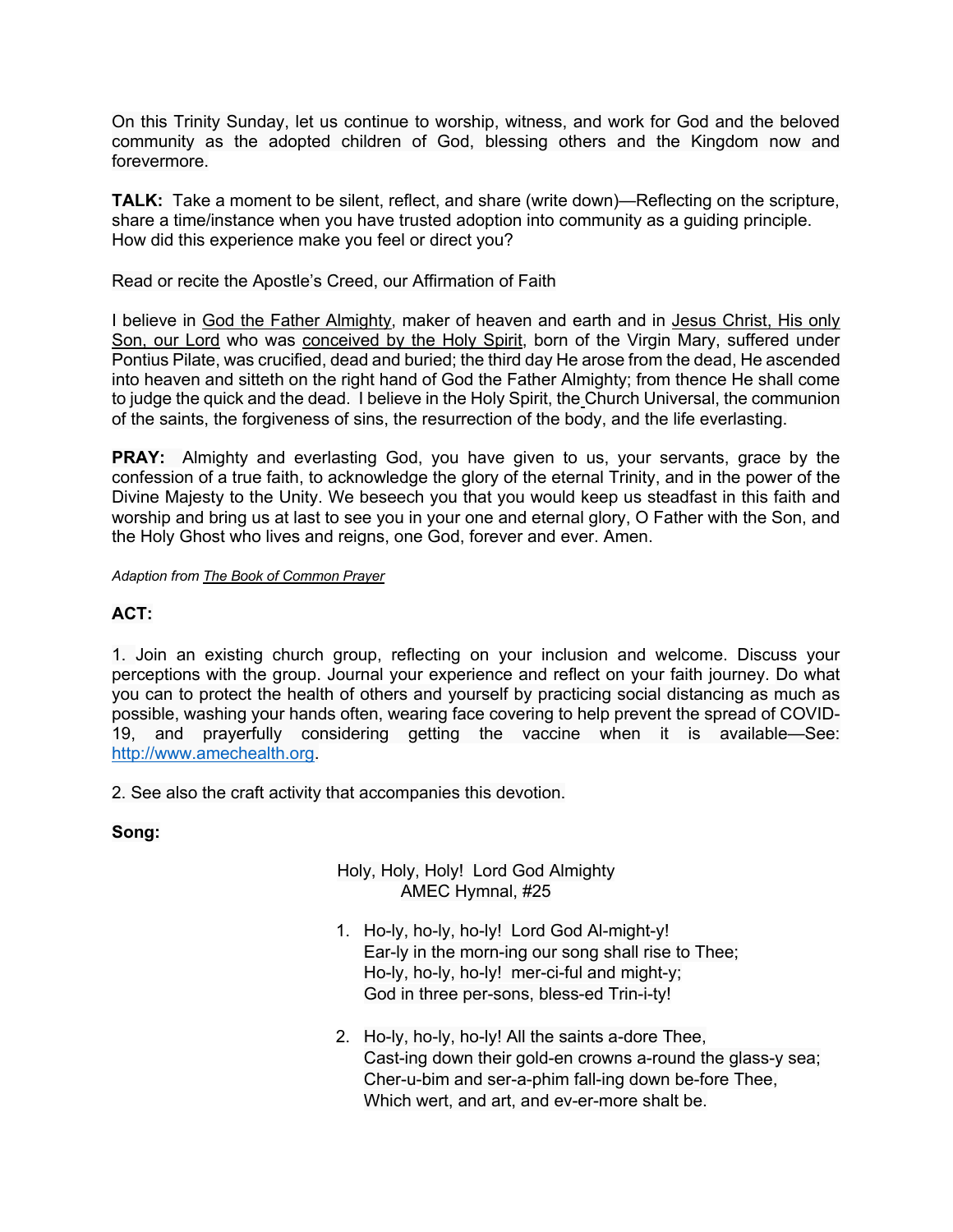On this Trinity Sunday, let us continue to worship, witness, and work for God and the beloved community as the adopted children of God, blessing others and the Kingdom now and forevermore.

**TALK:** Take a moment to be silent, reflect, and share (write down)—Reflecting on the scripture, share a time/instance when you have trusted adoption into community as a guiding principle. How did this experience make you feel or direct you?

Read or recite the Apostle's Creed, our Affirmation of Faith

I believe in <u>God the Father Almighty</u>, maker of heaven and earth and in <u>Jesus Christ, His only Son, our Lord</u> who was <u>conceived by the Holy Spirit</u>, born of the Virgin Mary, suffered under Pontius Pilate, was crucified, dead and buried; the third day He arose from the dead, He ascended into heaven and sitteth on the right hand of God the Father Almighty; from thence He shall come to judge the quick and the dead. I believe in the Holy Spirit, the Church Universal, the communion of the saints, the forgiveness of sins, the resurrection of the body, and the life everlasting.

**PRAY:** Almighty and everlasting God, you have given to us, your servants, grace by the confession of a true faith, to acknowledge the glory of the eternal Trinity, and in the power of the Divine Majesty to the Unity. We beseech you that you would keep us steadfast in this faith and worship and bring us at last to see you in your one and eternal glory, O Father with the Son, and the Holy Ghost who lives and reigns, one God, forever and ever. Amen.

*Adaption from <u>The Book of Common Prayer</u>*

**ACT:**

1. Join an existing church group, reflecting on your inclusion and welcome. Discuss your perceptions with the group. Journal your experience and reflect on your faith journey. Do what you can to protect the health of others and yourself by practicing social distancing as much as possible, washing your hands often, wearing face covering to help prevent the spread of COVID-19, and prayerfully considering getting the vaccine when it is available—See: http://www.amechealth.org.

2. See also the craft activity that accompanies this devotion.

**Song:**

Holy, Holy, Holy! Lord God Almighty
AMEC Hymnal, #25

1. Ho-ly, ho-ly, ho-ly! Lord God Al-might-y!
   Ear-ly in the morn-ing our song shall rise to Thee;
   Ho-ly, ho-ly, ho-ly! mer-ci-ful and might-y;
   God in three per-sons, bless-ed Trin-i-ty!

2. Ho-ly, ho-ly, ho-ly! All the saints a-dore Thee,
   Cast-ing down their gold-en crowns a-round the glass-y sea;
   Cher-u-bim and ser-a-phim fall-ing down be-fore Thee,
   Which wert, and art, and ev-er-more shalt be.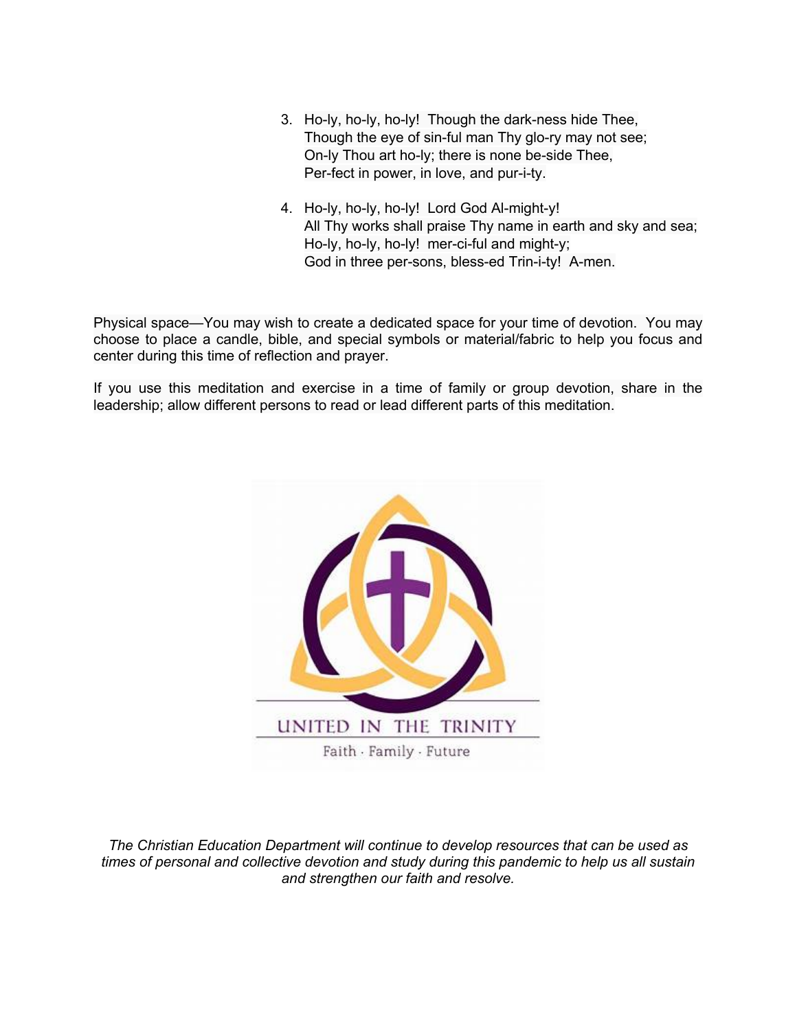3. Ho-ly, ho-ly, ho-ly!  Though the dark-ness hide Thee,
   Though the eye of sin-ful man Thy glo-ry may not see;
   On-ly Thou art ho-ly; there is none be-side Thee,
   Per-fect in power, in love, and pur-i-ty.

4. Ho-ly, ho-ly, ho-ly!  Lord God Al-might-y!
   All Thy works shall praise Thy name in earth and sky and sea;
   Ho-ly, ho-ly, ho-ly!  mer-ci-ful and might-y;
   God in three per-sons, bless-ed Trin-i-ty!  A-men.

Physical space—You may wish to create a dedicated space for your time of devotion. You may choose to place a candle, bible, and special symbols or material/fabric to help you focus and center during this time of reflection and prayer.

If you use this meditation and exercise in a time of family or group devotion, share in the leadership; allow different persons to read or lead different parts of this meditation.

UNITED IN THE TRINITY

Faith · Family · Future

*The Christian Education Department will continue to develop resources that can be used as times of personal and collective devotion and study during this pandemic to help us all sustain and strengthen our faith and resolve.*